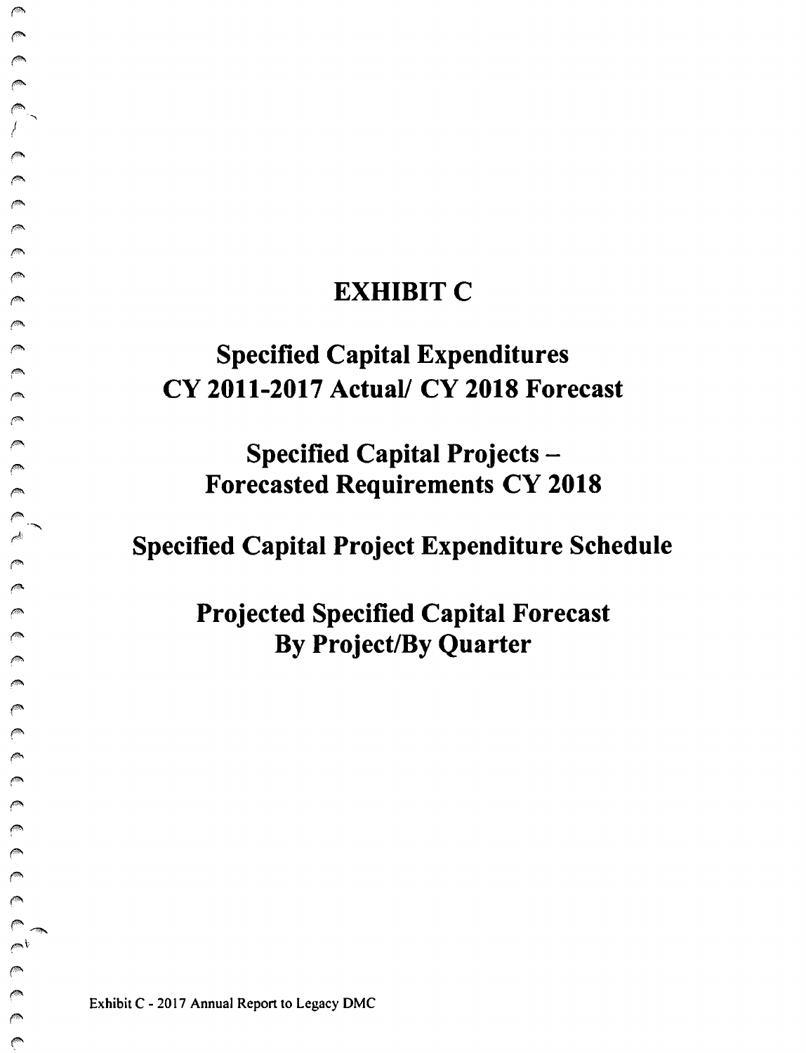# EXHIBIT C

## Specified Capital Expenditures CY 2011-2017 Actual/ CY 2018 Forecast

## Specified Capital Projects – Forecasted Requirements CY 2018

## Specified Capital Project Expenditure Schedule

## Projected Specified Capital Forecast By Project/By Quarter

Exhibit C - 2017 Annual Report to Legacy DMC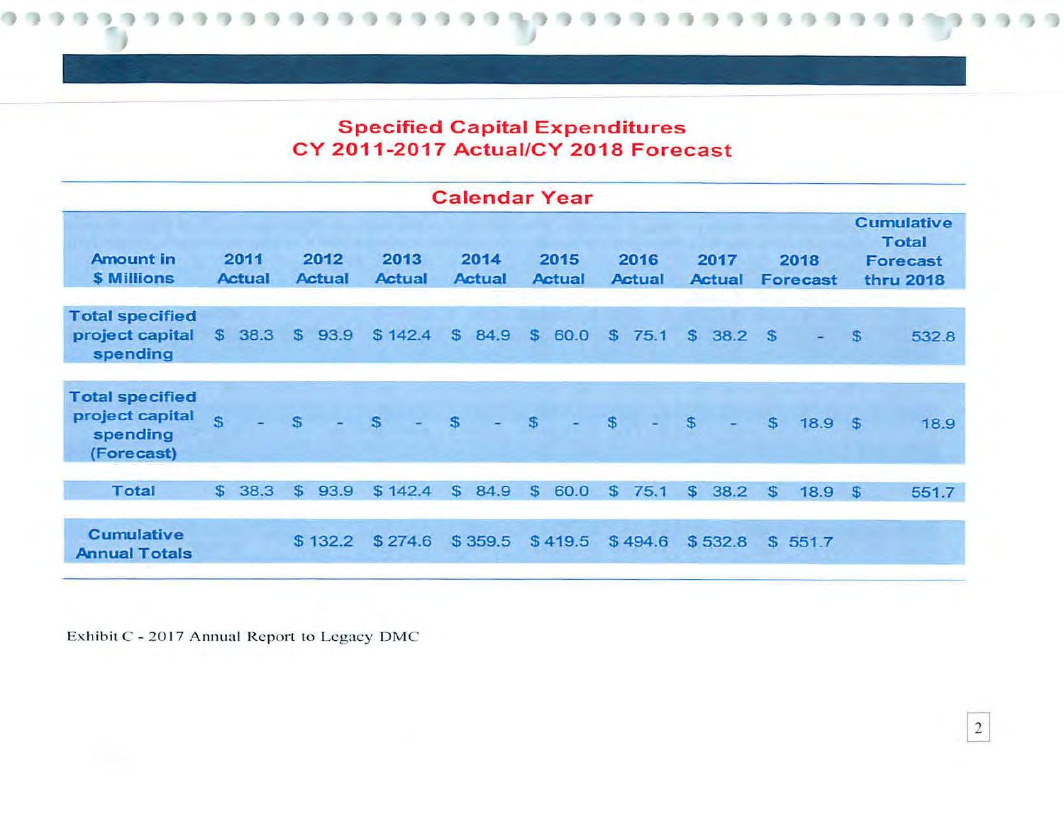## Specified Capital Expenditures
## CY 2011-2017 Actual/CY 2018 Forecast

| | Calendar Year | | | | | | | | |
|---|---|---|---|---|---|---|---|---|---|
| Amount in $ Millions | 2011 Actual | 2012 Actual | 2013 Actual | 2014 Actual | 2015 Actual | 2016 Actual | 2017 Actual | 2018 Forecast | Cumulative Total Forecast thru 2018 |
| Total specified project capital spending | $ 38.3 | $ 93.9 | $ 142.4 | $ 84.9 | $ 60.0 | $ 75.1 | $ 38.2 | $ - | $ 532.8 |
| Total specified project capital spending (Forecast) | $ - | $ - | $ - | $ - | $ - | $ - | $ - | $ 18.9 | $ 18.9 |
| Total | $ 38.3 | $ 93.9 | $ 142.4 | $ 84.9 | $ 60.0 | $ 75.1 | $ 38.2 | $ 18.9 | $ 551.7 |
| Cumulative Annual Totals | | $ 132.2 | $ 274.6 | $ 359.5 | $ 419.5 | $ 494.6 | $ 532.8 | $ 551.7 | |

Exhibit C - 2017 Annual Report to Legacy DMC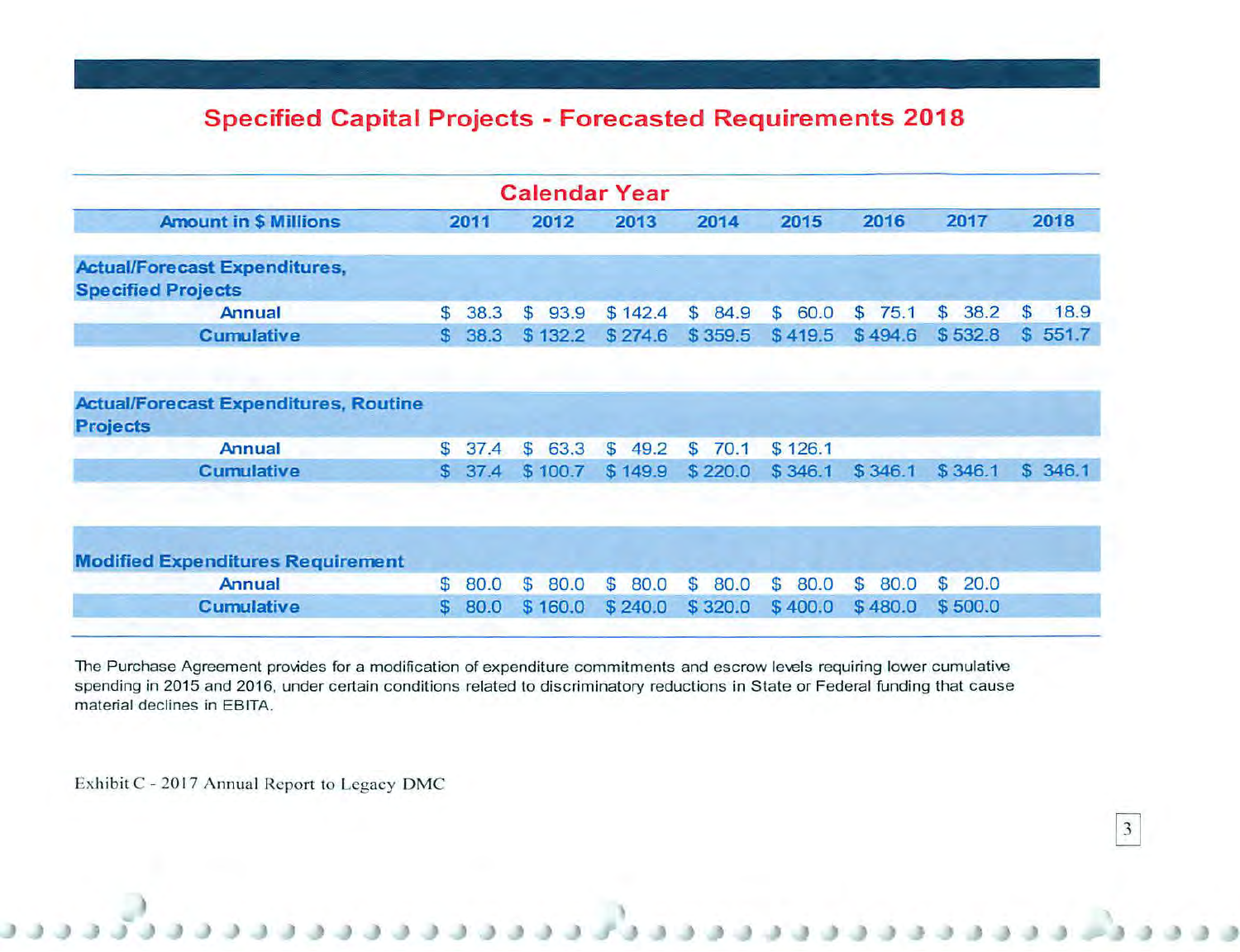## Specified Capital Projects - Forecasted Requirements 2018

| | Calendar Year | | | | | | | |
|---|---|---|---|---|---|---|---|---|
| **Amount in $ Millions** | **2011** | **2012** | **2013** | **2014** | **2015** | **2016** | **2017** | **2018** |
| **Actual/Forecast Expenditures, Specified Projects** | | | | | | | | |
| **Annual** | $ 38.3 | $ 93.9 | $ 142.4 | $ 84.9 | $ 60.0 | $ 75.1 | $ 38.2 | $ 18.9 |
| **Cumulative** | $ 38.3 | $ 132.2 | $ 274.6 | $ 359.5 | $ 419.5 | $ 494.6 | $ 532.8 | $ 551.7 |
| **Actual/Forecast Expenditures, Routine Projects** | | | | | | | | |
| **Annual** | $ 37.4 | $ 63.3 | $ 49.2 | $ 70.1 | $ 126.1 | | | |
| **Cumulative** | $ 37.4 | $ 100.7 | $ 149.9 | $ 220.0 | $ 346.1 | $ 346.1 | $ 346.1 | $ 346.1 |
| **Modified Expenditures Requirement** | | | | | | | | |
| **Annual** | $ 80.0 | $ 80.0 | $ 80.0 | $ 80.0 | $ 80.0 | $ 80.0 | $ 20.0 | |
| **Cumulative** | $ 80.0 | $ 160.0 | $ 240.0 | $ 320.0 | $ 400.0 | $ 480.0 | $ 500.0 | |

The Purchase Agreement provides for a modification of expenditure commitments and escrow levels requiring lower cumulative spending in 2015 and 2016, under certain conditions related to discriminatory reductions in State or Federal funding that cause material declines in EBITA.

Exhibit C - 2017 Annual Report to Legacy DMC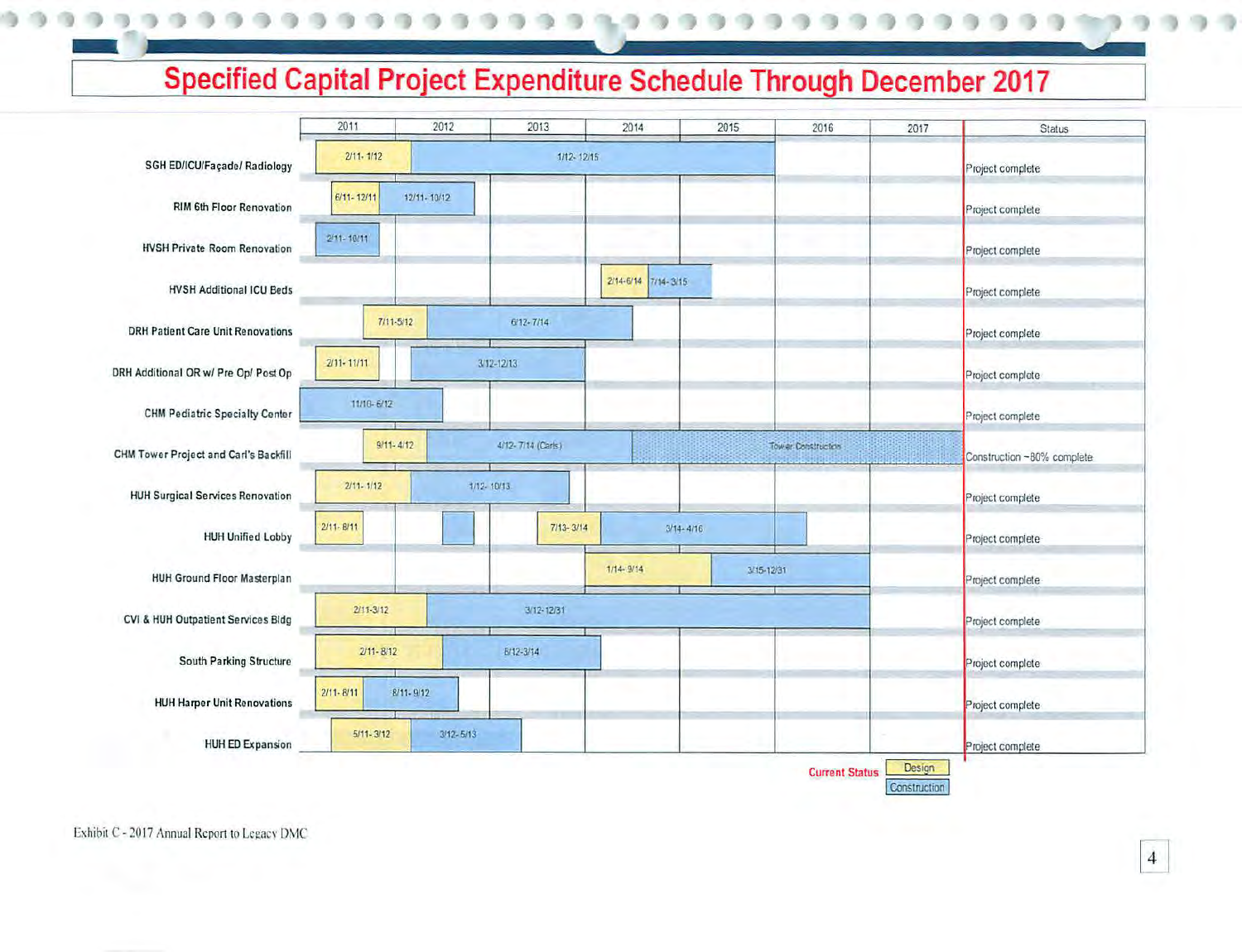# Specified Capital Project Expenditure Schedule Through December 2017

| Project | Design | Construction | Status |
|---|---|---|---|
| SGH ED/ICU/Façade/ Radiology | 2/11- 1/12 | 1/12- 12/15 | Project complete |
| RIM 6th Floor Renovation | 6/11- 12/11 | 12/11- 10/12 | Project complete |
| HVSH Private Room Renovation | | 2/11- 10/11 | Project complete |
| HVSH Additional ICU Beds | 2/14-6/14 | 7/14- 3/15 | Project complete |
| DRH Patient Care Unit Renovations | 7/11-5/12 | 6/12- 7/14 | Project complete |
| DRH Additional OR w/ Pre Op/ Post Op | 2/11- 11/11 | 3/12-12/13 | Project complete |
| CHM Pediatric Specialty Center | | 11/10- 6/12 | Project complete |
| CHM Tower Project and Carl's Backfill | 9/11- 4/12 | 4/12- 7/14 (Carls); Tower Construction | Construction ~80% complete |
| HUH Surgical Services Renovation | 2/11- 1/12 | 1/12- 10/13 | Project complete |
| HUH Unified Lobby | 2/11- 8/11; 7/13- 3/14 | 3/14- 4/16 | Project complete |
| HUH Ground Floor Masterplan | 1/14- 9/14 | 3/15-12/31 | Project complete |
| CVI & HUH Outpatient Services Bldg | 2/11-3/12 | 3/12-12/31 | Project complete |
| South Parking Structure | 2/11- 8/12 | 8/12-3/14 | Project complete |
| HUH Harper Unit Renovations | 2/11- 8/11 | 8/11- 9/12 | Project complete |
| HUH ED Expansion | 5/11- 3/12 | 3/12- 5/13 | Project complete |

Current Status: Design / Construction

Exhibit C - 2017 Annual Report to Legacy DMC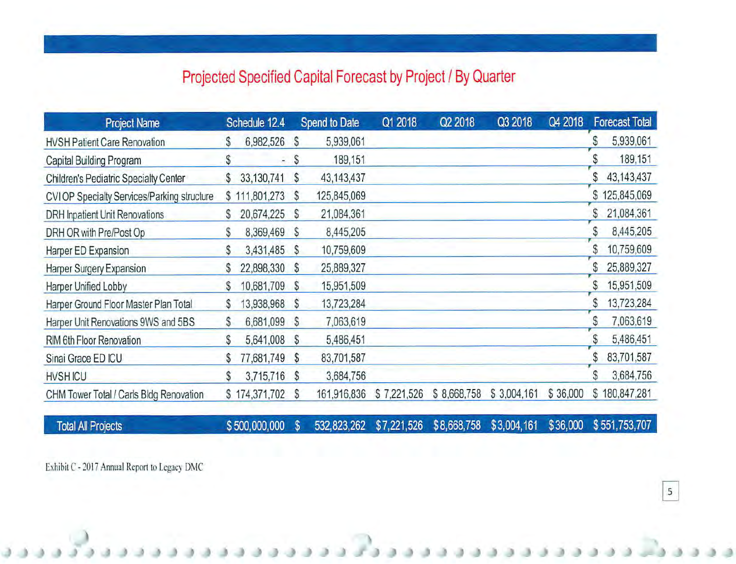## Projected Specified Capital Forecast by Project / By Quarter

| Project Name | Schedule 12.4 | Spend to Date | Q1 2018 | Q2 2018 | Q3 2018 | Q4 2018 | Forecast Total |
|---|---|---|---|---|---|---|---|
| HVSH Patient Care Renovation | $ 6,982,526 | $ 5,939,061 | | | | | $ 5,939,061 |
| Capital Building Program | $ - | $ 189,151 | | | | | $ 189,151 |
| Children's Pediatric Specialty Center | $ 33,130,741 | $ 43,143,437 | | | | | $ 43,143,437 |
| CVI OP Specialty Services/Parking structure | $ 111,801,273 | $ 125,845,069 | | | | | $ 125,845,069 |
| DRH Inpatient Unit Renovations | $ 20,674,225 | $ 21,084,361 | | | | | $ 21,084,361 |
| DRH OR with Pre/Post Op | $ 8,369,469 | $ 8,445,205 | | | | | $ 8,445,205 |
| Harper ED Expansion | $ 3,431,485 | $ 10,759,609 | | | | | $ 10,759,609 |
| Harper Surgery Expansion | $ 22,898,330 | $ 25,889,327 | | | | | $ 25,889,327 |
| Harper Unified Lobby | $ 10,681,709 | $ 15,951,509 | | | | | $ 15,951,509 |
| Harper Ground Floor Master Plan Total | $ 13,938,968 | $ 13,723,284 | | | | | $ 13,723,284 |
| Harper Unit Renovations 9WS and 5BS | $ 6,681,099 | $ 7,063,619 | | | | | $ 7,063,619 |
| RIM 6th Floor Renovation | $ 5,641,008 | $ 5,486,451 | | | | | $ 5,486,451 |
| Sinai Grace ED ICU | $ 77,681,749 | $ 83,701,587 | | | | | $ 83,701,587 |
| HVSH ICU | $ 3,715,716 | $ 3,684,756 | | | | | $ 3,684,756 |
| CHM Tower Total / Carls Bldg Renovation | $ 174,371,702 | $ 161,916,836 | $ 7,221,526 | $ 8,668,758 | $ 3,004,161 | $ 36,000 | $ 180,847,281 |
| **Total All Projects** | **$ 500,000,000** | **$ 532,823,262** | **$ 7,221,526** | **$ 8,668,758** | **$ 3,004,161** | **$ 36,000** | **$ 551,753,707** |

Exhibit C - 2017 Annual Report to Legacy DMC